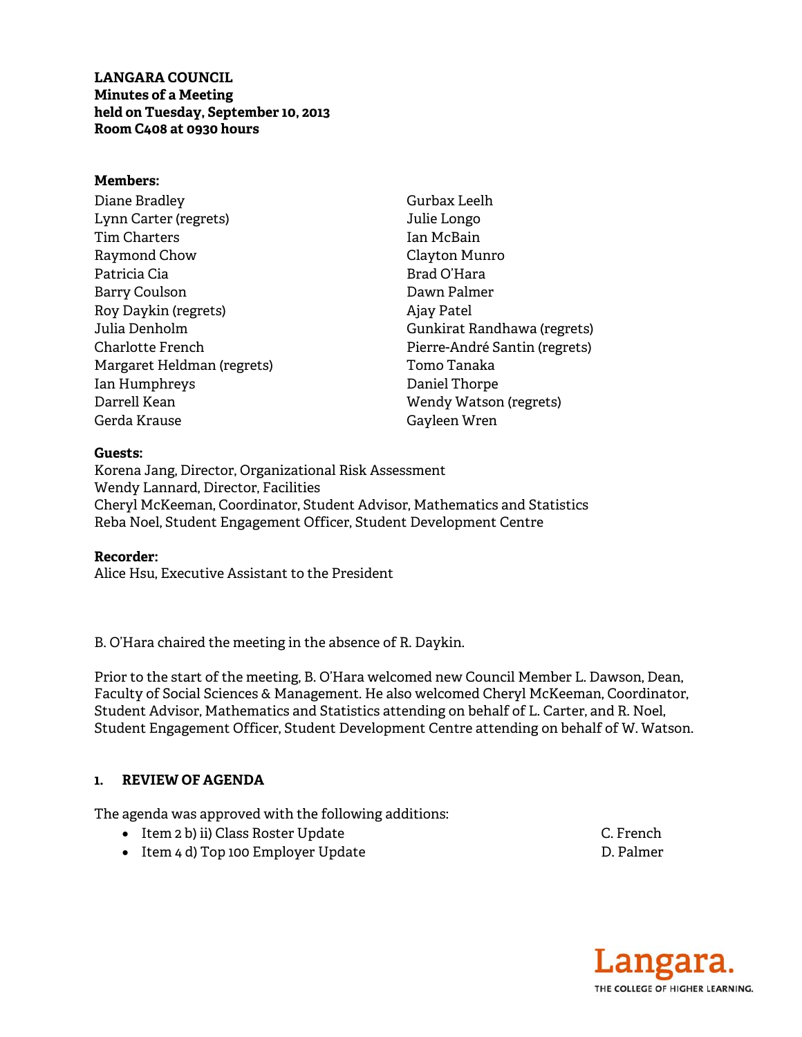**LANGARA COUNCIL**
**Minutes of a Meeting**
**held on Tuesday, September 10, 2013**
**Room C408 at 0930 hours**

**Members:**

Diane Bradley
Lynn Carter (regrets)
Tim Charters
Raymond Chow
Patricia Cia
Barry Coulson
Roy Daykin (regrets)
Julia Denholm
Charlotte French
Margaret Heldman (regrets)
Ian Humphreys
Darrell Kean
Gerda Krause
Gurbax Leelh
Julie Longo
Ian McBain
Clayton Munro
Brad O'Hara
Dawn Palmer
Ajay Patel
Gunkirat Randhawa (regrets)
Pierre-André Santin (regrets)
Tomo Tanaka
Daniel Thorpe
Wendy Watson (regrets)
Gayleen Wren

**Guests:**
Korena Jang, Director, Organizational Risk Assessment
Wendy Lannard, Director, Facilities
Cheryl McKeeman, Coordinator, Student Advisor, Mathematics and Statistics
Reba Noel, Student Engagement Officer, Student Development Centre

**Recorder:**
Alice Hsu, Executive Assistant to the President

B. O'Hara chaired the meeting in the absence of R. Daykin.

Prior to the start of the meeting, B. O'Hara welcomed new Council Member L. Dawson, Dean, Faculty of Social Sciences & Management. He also welcomed Cheryl McKeeman, Coordinator, Student Advisor, Mathematics and Statistics attending on behalf of L. Carter, and R. Noel, Student Engagement Officer, Student Development Centre attending on behalf of W. Watson.

## 1. REVIEW OF AGENDA

The agenda was approved with the following additions:

- Item 2 b) ii) Class Roster Update — C. French
- Item 4 d) Top 100 Employer Update — D. Palmer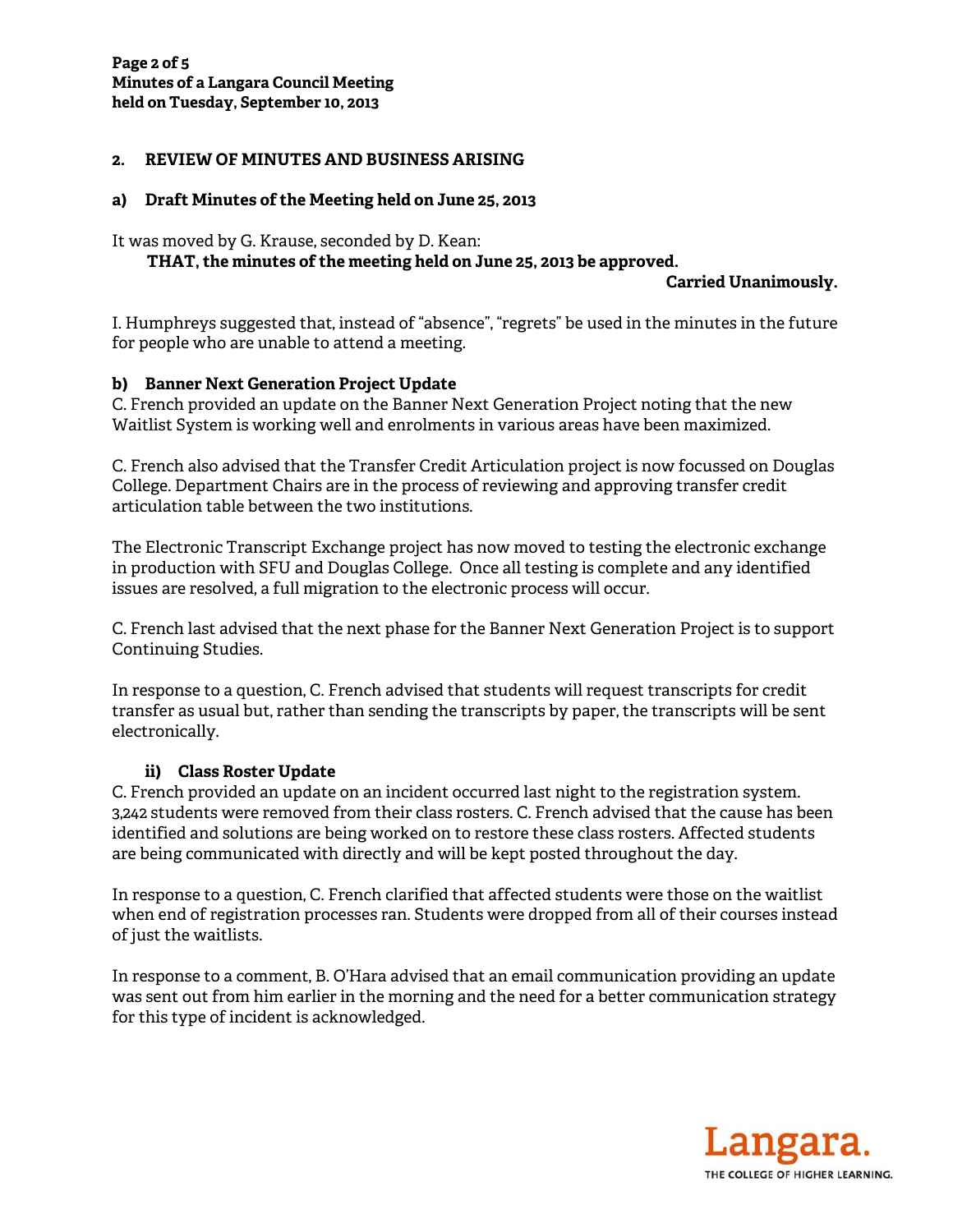## 2. REVIEW OF MINUTES AND BUSINESS ARISING

### a) Draft Minutes of the Meeting held on June 25, 2013

It was moved by G. Krause, seconded by D. Kean:

**THAT, the minutes of the meeting held on June 25, 2013 be approved.**

**Carried Unanimously.**

I. Humphreys suggested that, instead of "absence", "regrets" be used in the minutes in the future for people who are unable to attend a meeting.

### b) Banner Next Generation Project Update

C. French provided an update on the Banner Next Generation Project noting that the new Waitlist System is working well and enrolments in various areas have been maximized.

C. French also advised that the Transfer Credit Articulation project is now focussed on Douglas College. Department Chairs are in the process of reviewing and approving transfer credit articulation table between the two institutions.

The Electronic Transcript Exchange project has now moved to testing the electronic exchange in production with SFU and Douglas College. Once all testing is complete and any identified issues are resolved, a full migration to the electronic process will occur.

C. French last advised that the next phase for the Banner Next Generation Project is to support Continuing Studies.

In response to a question, C. French advised that students will request transcripts for credit transfer as usual but, rather than sending the transcripts by paper, the transcripts will be sent electronically.

#### ii) Class Roster Update

C. French provided an update on an incident occurred last night to the registration system. 3,242 students were removed from their class rosters. C. French advised that the cause has been identified and solutions are being worked on to restore these class rosters. Affected students are being communicated with directly and will be kept posted throughout the day.

In response to a question, C. French clarified that affected students were those on the waitlist when end of registration processes ran. Students were dropped from all of their courses instead of just the waitlists.

In response to a comment, B. O'Hara advised that an email communication providing an update was sent out from him earlier in the morning and the need for a better communication strategy for this type of incident is acknowledged.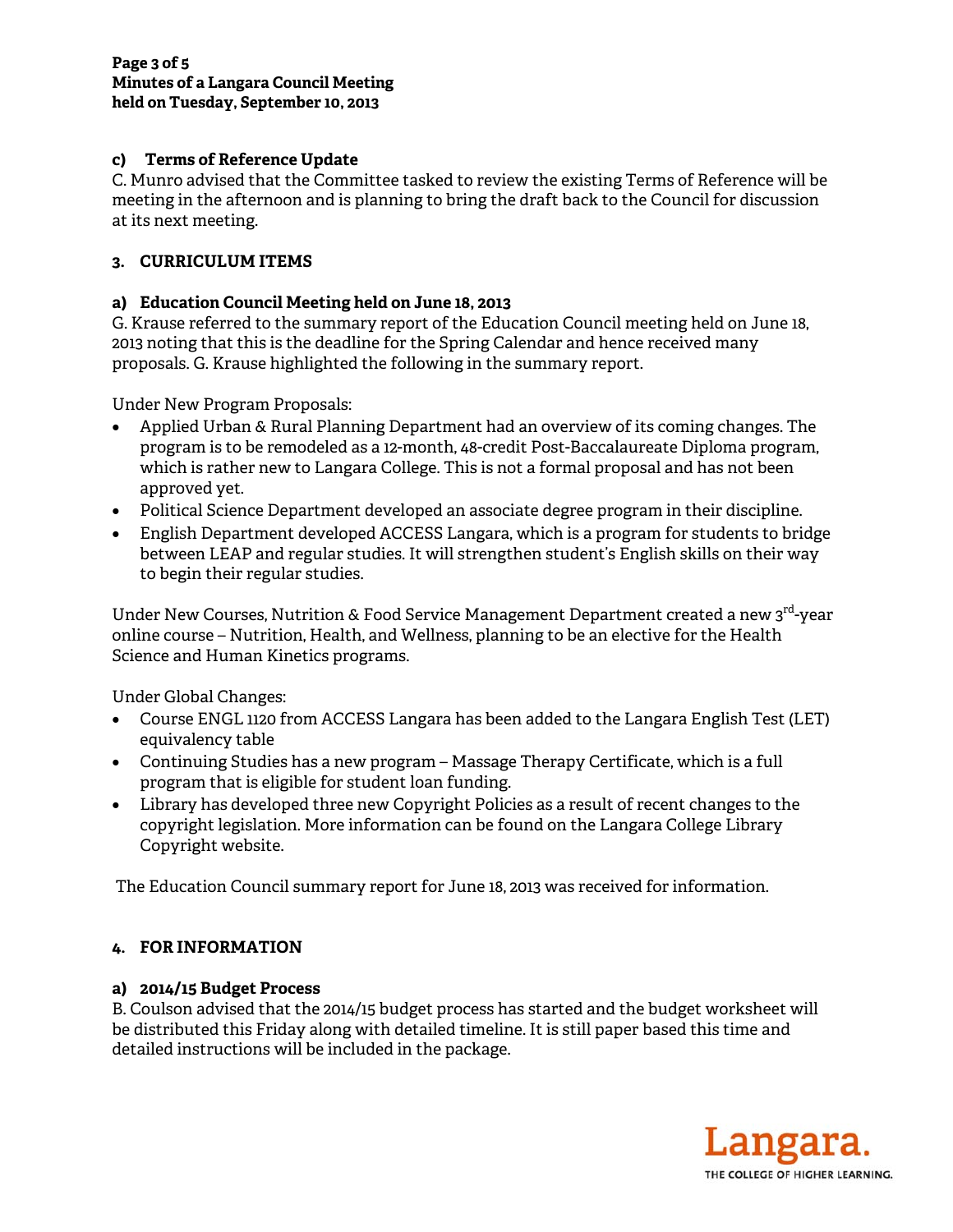### c) Terms of Reference Update

C. Munro advised that the Committee tasked to review the existing Terms of Reference will be meeting in the afternoon and is planning to bring the draft back to the Council for discussion at its next meeting.

## 3. CURRICULUM ITEMS

### a) Education Council Meeting held on June 18, 2013

G. Krause referred to the summary report of the Education Council meeting held on June 18, 2013 noting that this is the deadline for the Spring Calendar and hence received many proposals. G. Krause highlighted the following in the summary report.

Under New Program Proposals:

- Applied Urban & Rural Planning Department had an overview of its coming changes. The program is to be remodeled as a 12-month, 48-credit Post-Baccalaureate Diploma program, which is rather new to Langara College. This is not a formal proposal and has not been approved yet.
- Political Science Department developed an associate degree program in their discipline.
- English Department developed ACCESS Langara, which is a program for students to bridge between LEAP and regular studies. It will strengthen student's English skills on their way to begin their regular studies.

Under New Courses, Nutrition & Food Service Management Department created a new 3rd-year online course – Nutrition, Health, and Wellness, planning to be an elective for the Health Science and Human Kinetics programs.

Under Global Changes:

- Course ENGL 1120 from ACCESS Langara has been added to the Langara English Test (LET) equivalency table
- Continuing Studies has a new program – Massage Therapy Certificate, which is a full program that is eligible for student loan funding.
- Library has developed three new Copyright Policies as a result of recent changes to the copyright legislation. More information can be found on the Langara College Library Copyright website.

The Education Council summary report for June 18, 2013 was received for information.

## 4. FOR INFORMATION

### a) 2014/15 Budget Process

B. Coulson advised that the 2014/15 budget process has started and the budget worksheet will be distributed this Friday along with detailed timeline. It is still paper based this time and detailed instructions will be included in the package.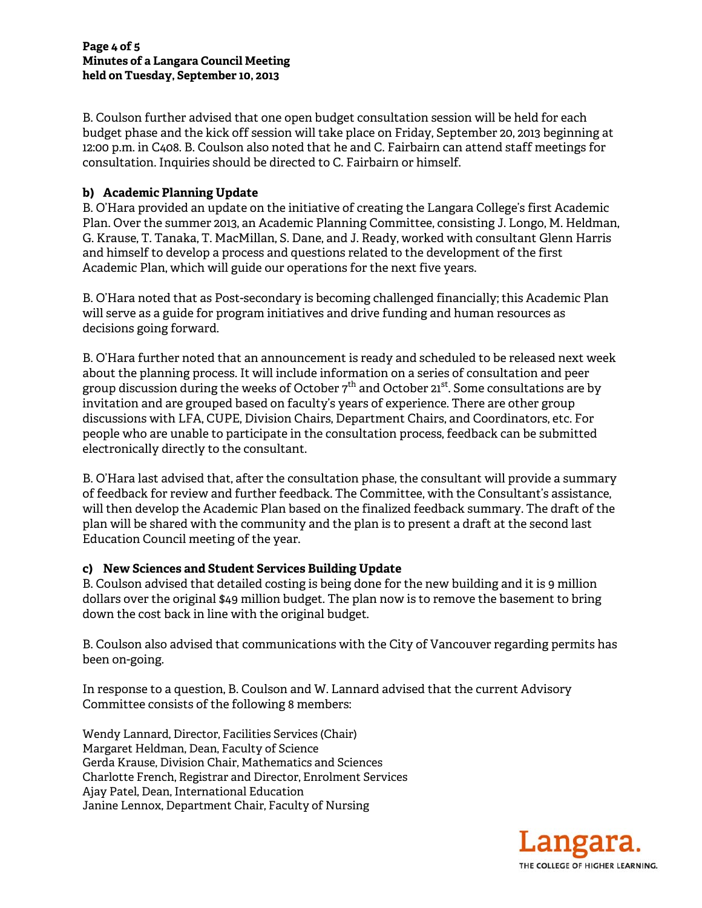B. Coulson further advised that one open budget consultation session will be held for each budget phase and the kick off session will take place on Friday, September 20, 2013 beginning at 12:00 p.m. in C408. B. Coulson also noted that he and C. Fairbairn can attend staff meetings for consultation. Inquiries should be directed to C. Fairbairn or himself.

**b) Academic Planning Update**

B. O'Hara provided an update on the initiative of creating the Langara College's first Academic Plan. Over the summer 2013, an Academic Planning Committee, consisting J. Longo, M. Heldman, G. Krause, T. Tanaka, T. MacMillan, S. Dane, and J. Ready, worked with consultant Glenn Harris and himself to develop a process and questions related to the development of the first Academic Plan, which will guide our operations for the next five years.

B. O'Hara noted that as Post-secondary is becoming challenged financially; this Academic Plan will serve as a guide for program initiatives and drive funding and human resources as decisions going forward.

B. O'Hara further noted that an announcement is ready and scheduled to be released next week about the planning process. It will include information on a series of consultation and peer group discussion during the weeks of October 7th and October 21st. Some consultations are by invitation and are grouped based on faculty's years of experience. There are other group discussions with LFA, CUPE, Division Chairs, Department Chairs, and Coordinators, etc. For people who are unable to participate in the consultation process, feedback can be submitted electronically directly to the consultant.

B. O'Hara last advised that, after the consultation phase, the consultant will provide a summary of feedback for review and further feedback. The Committee, with the Consultant's assistance, will then develop the Academic Plan based on the finalized feedback summary. The draft of the plan will be shared with the community and the plan is to present a draft at the second last Education Council meeting of the year.

**c) New Sciences and Student Services Building Update**

B. Coulson advised that detailed costing is being done for the new building and it is 9 million dollars over the original $49 million budget. The plan now is to remove the basement to bring down the cost back in line with the original budget.

B. Coulson also advised that communications with the City of Vancouver regarding permits has been on-going.

In response to a question, B. Coulson and W. Lannard advised that the current Advisory Committee consists of the following 8 members:

Wendy Lannard, Director, Facilities Services (Chair)
Margaret Heldman, Dean, Faculty of Science
Gerda Krause, Division Chair, Mathematics and Sciences
Charlotte French, Registrar and Director, Enrolment Services
Ajay Patel, Dean, International Education
Janine Lennox, Department Chair, Faculty of Nursing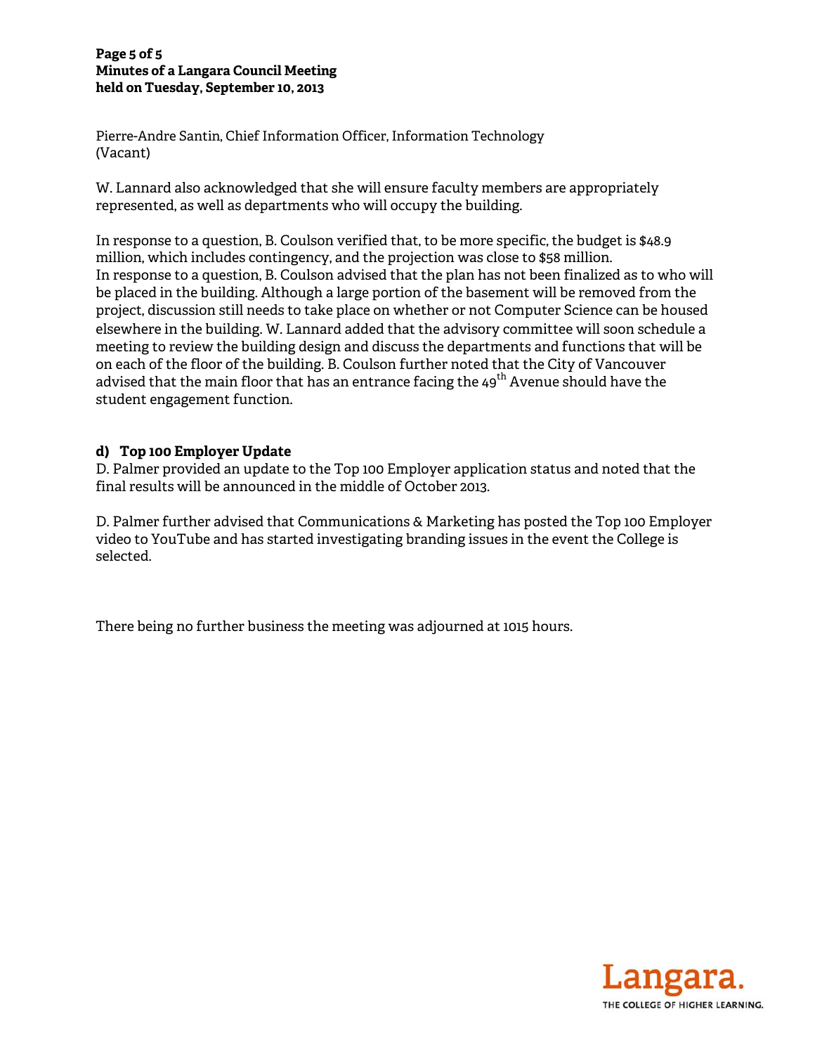Pierre-Andre Santin, Chief Information Officer, Information Technology
(Vacant)

W. Lannard also acknowledged that she will ensure faculty members are appropriately represented, as well as departments who will occupy the building.

In response to a question, B. Coulson verified that, to be more specific, the budget is $48.9 million, which includes contingency, and the projection was close to $58 million.
In response to a question, B. Coulson advised that the plan has not been finalized as to who will be placed in the building. Although a large portion of the basement will be removed from the project, discussion still needs to take place on whether or not Computer Science can be housed elsewhere in the building. W. Lannard added that the advisory committee will soon schedule a meeting to review the building design and discuss the departments and functions that will be on each of the floor of the building. B. Coulson further noted that the City of Vancouver advised that the main floor that has an entrance facing the 49th Avenue should have the student engagement function.

### d) Top 100 Employer Update

D. Palmer provided an update to the Top 100 Employer application status and noted that the final results will be announced in the middle of October 2013.

D. Palmer further advised that Communications & Marketing has posted the Top 100 Employer video to YouTube and has started investigating branding issues in the event the College is selected.

There being no further business the meeting was adjourned at 1015 hours.